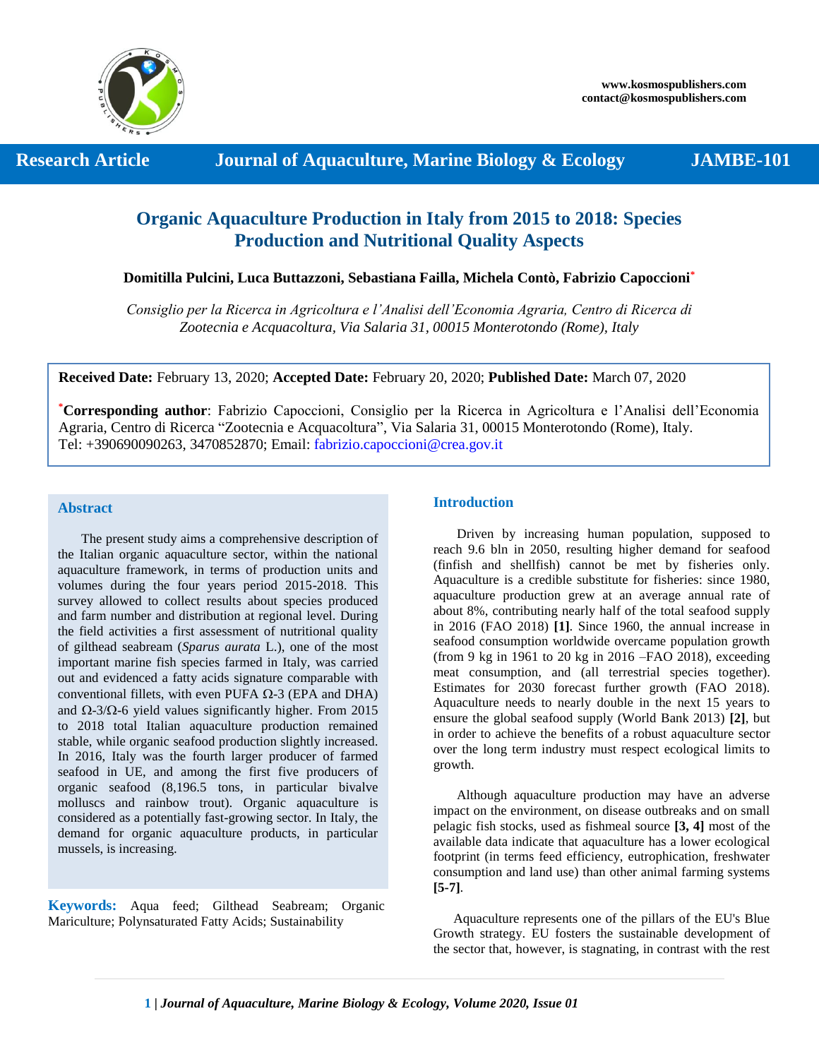Research Article — Journal of Aquaculture, Marine Biology & Ecology — JAMBE-101

# Organic Aquaculture Production in Italy from 2015 to 2018: Species Production and Nutritional Quality Aspects

**Domitilla Pulcini, Luca Buttazzoni, Sebastiana Failla, Michela Contò, Fabrizio Capoccioni***

*Consiglio per la Ricerca in Agricoltura e l'Analisi dell'Economia Agraria, Centro di Ricerca di Zootecnia e Acquacoltura, Via Salaria 31, 00015 Monterotondo (Rome), Italy*

**Received Date:** February 13, 2020; **Accepted Date:** February 20, 2020; **Published Date:** March 07, 2020

***Corresponding author**: Fabrizio Capoccioni, Consiglio per la Ricerca in Agricoltura e l'Analisi dell'Economia Agraria, Centro di Ricerca "Zootecnia e Acquacoltura", Via Salaria 31, 00015 Monterotondo (Rome), Italy. Tel: +390690090263, 3470852870; Email: fabrizio.capoccioni@crea.gov.it

## Abstract

The present study aims a comprehensive description of the Italian organic aquaculture sector, within the national aquaculture framework, in terms of production units and volumes during the four years period 2015-2018. This survey allowed to collect results about species produced and farm number and distribution at regional level. During the field activities a first assessment of nutritional quality of gilthead seabream (*Sparus aurata* L.), one of the most important marine fish species farmed in Italy, was carried out and evidenced a fatty acids signature comparable with conventional fillets, with even PUFA Ω-3 (EPA and DHA) and Ω-3/Ω-6 yield values significantly higher. From 2015 to 2018 total Italian aquaculture production remained stable, while organic seafood production slightly increased. In 2016, Italy was the fourth larger producer of farmed seafood in UE, and among the first five producers of organic seafood (8,196.5 tons, in particular bivalve molluscs and rainbow trout). Organic aquaculture is considered as a potentially fast-growing sector. In Italy, the demand for organic aquaculture products, in particular mussels, is increasing.

**Keywords:** Aqua feed; Gilthead Seabream; Organic Mariculture; Polynsaturated Fatty Acids; Sustainability

## Introduction

Driven by increasing human population, supposed to reach 9.6 bln in 2050, resulting higher demand for seafood (finfish and shellfish) cannot be met by fisheries only. Aquaculture is a credible substitute for fisheries: since 1980, aquaculture production grew at an average annual rate of about 8%, contributing nearly half of the total seafood supply in 2016 (FAO 2018) **[1]**. Since 1960, the annual increase in seafood consumption worldwide overcame population growth (from 9 kg in 1961 to 20 kg in 2016 –FAO 2018), exceeding meat consumption, and (all terrestrial species together). Estimates for 2030 forecast further growth (FAO 2018). Aquaculture needs to nearly double in the next 15 years to ensure the global seafood supply (World Bank 2013) **[2]**, but in order to achieve the benefits of a robust aquaculture sector over the long term industry must respect ecological limits to growth.

Although aquaculture production may have an adverse impact on the environment, on disease outbreaks and on small pelagic fish stocks, used as fishmeal source **[3, 4]** most of the available data indicate that aquaculture has a lower ecological footprint (in terms feed efficiency, eutrophication, freshwater consumption and land use) than other animal farming systems **[5-7]**.

Aquaculture represents one of the pillars of the EU's Blue Growth strategy. EU fosters the sustainable development of the sector that, however, is stagnating, in contrast with the rest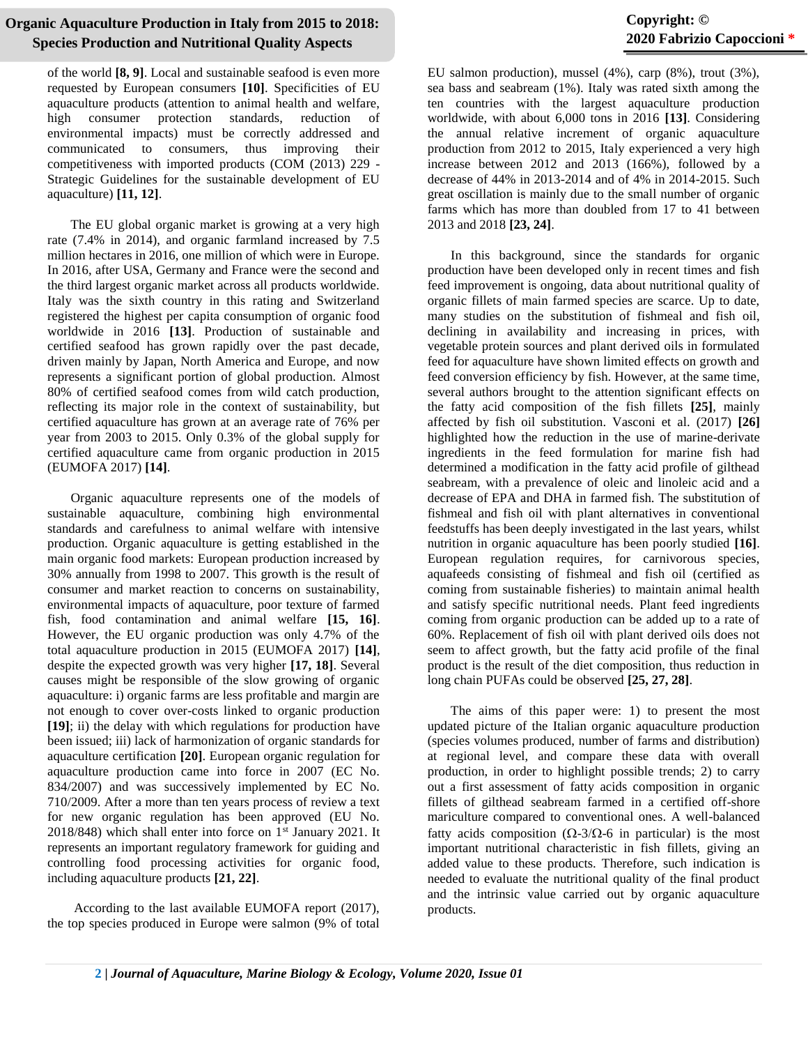of the world **[8, 9]**. Local and sustainable seafood is even more requested by European consumers **[10]**. Specificities of EU aquaculture products (attention to animal health and welfare, high consumer protection standards, reduction of environmental impacts) must be correctly addressed and communicated to consumers, thus improving their competitiveness with imported products (COM (2013) 229 - Strategic Guidelines for the sustainable development of EU aquaculture) **[11, 12]**.

The EU global organic market is growing at a very high rate (7.4% in 2014), and organic farmland increased by 7.5 million hectares in 2016, one million of which were in Europe. In 2016, after USA, Germany and France were the second and the third largest organic market across all products worldwide. Italy was the sixth country in this rating and Switzerland registered the highest per capita consumption of organic food worldwide in 2016 **[13]**. Production of sustainable and certified seafood has grown rapidly over the past decade, driven mainly by Japan, North America and Europe, and now represents a significant portion of global production. Almost 80% of certified seafood comes from wild catch production, reflecting its major role in the context of sustainability, but certified aquaculture has grown at an average rate of 76% per year from 2003 to 2015. Only 0.3% of the global supply for certified aquaculture came from organic production in 2015 (EUMOFA 2017) **[14]**.

Organic aquaculture represents one of the models of sustainable aquaculture, combining high environmental standards and carefulness to animal welfare with intensive production. Organic aquaculture is getting established in the main organic food markets: European production increased by 30% annually from 1998 to 2007. This growth is the result of consumer and market reaction to concerns on sustainability, environmental impacts of aquaculture, poor texture of farmed fish, food contamination and animal welfare **[15, 16]**. However, the EU organic production was only 4.7% of the total aquaculture production in 2015 (EUMOFA 2017) **[14]**, despite the expected growth was very higher **[17, 18]**. Several causes might be responsible of the slow growing of organic aquaculture: i) organic farms are less profitable and margin are not enough to cover over-costs linked to organic production **[19]**; ii) the delay with which regulations for production have been issued; iii) lack of harmonization of organic standards for aquaculture certification **[20]**. European organic regulation for aquaculture production came into force in 2007 (EC No. 834/2007) and was successively implemented by EC No. 710/2009. After a more than ten years process of review a text for new organic regulation has been approved (EU No. 2018/848) which shall enter into force on 1st January 2021. It represents an important regulatory framework for guiding and controlling food processing activities for organic food, including aquaculture products **[21, 22]**.

According to the last available EUMOFA report (2017), the top species produced in Europe were salmon (9% of total EU salmon production), mussel (4%), carp (8%), trout (3%), sea bass and seabream (1%). Italy was rated sixth among the ten countries with the largest aquaculture production worldwide, with about 6,000 tons in 2016 **[13]**. Considering the annual relative increment of organic aquaculture production from 2012 to 2015, Italy experienced a very high increase between 2012 and 2013 (166%), followed by a decrease of 44% in 2013-2014 and of 4% in 2014-2015. Such great oscillation is mainly due to the small number of organic farms which has more than doubled from 17 to 41 between 2013 and 2018 **[23, 24]**.

In this background, since the standards for organic production have been developed only in recent times and fish feed improvement is ongoing, data about nutritional quality of organic fillets of main farmed species are scarce. Up to date, many studies on the substitution of fishmeal and fish oil, declining in availability and increasing in prices, with vegetable protein sources and plant derived oils in formulated feed for aquaculture have shown limited effects on growth and feed conversion efficiency by fish. However, at the same time, several authors brought to the attention significant effects on the fatty acid composition of the fish fillets **[25]**, mainly affected by fish oil substitution. Vasconi et al. (2017) **[26]** highlighted how the reduction in the use of marine-derivate ingredients in the feed formulation for marine fish had determined a modification in the fatty acid profile of gilthead seabream, with a prevalence of oleic and linoleic acid and a decrease of EPA and DHA in farmed fish. The substitution of fishmeal and fish oil with plant alternatives in conventional feedstuffs has been deeply investigated in the last years, whilst nutrition in organic aquaculture has been poorly studied **[16]**. European regulation requires, for carnivorous species, aquafeeds consisting of fishmeal and fish oil (certified as coming from sustainable fisheries) to maintain animal health and satisfy specific nutritional needs. Plant feed ingredients coming from organic production can be added up to a rate of 60%. Replacement of fish oil with plant derived oils does not seem to affect growth, but the fatty acid profile of the final product is the result of the diet composition, thus reduction in long chain PUFAs could be observed **[25, 27, 28]**.

The aims of this paper were: 1) to present the most updated picture of the Italian organic aquaculture production (species volumes produced, number of farms and distribution) at regional level, and compare these data with overall production, in order to highlight possible trends; 2) to carry out a first assessment of fatty acids composition in organic fillets of gilthead seabream farmed in a certified off-shore mariculture compared to conventional ones. A well-balanced fatty acids composition ($\Omega$-3/$\Omega$-6 in particular) is the most important nutritional characteristic in fish fillets, giving an added value to these products. Therefore, such indication is needed to evaluate the nutritional quality of the final product and the intrinsic value carried out by organic aquaculture products.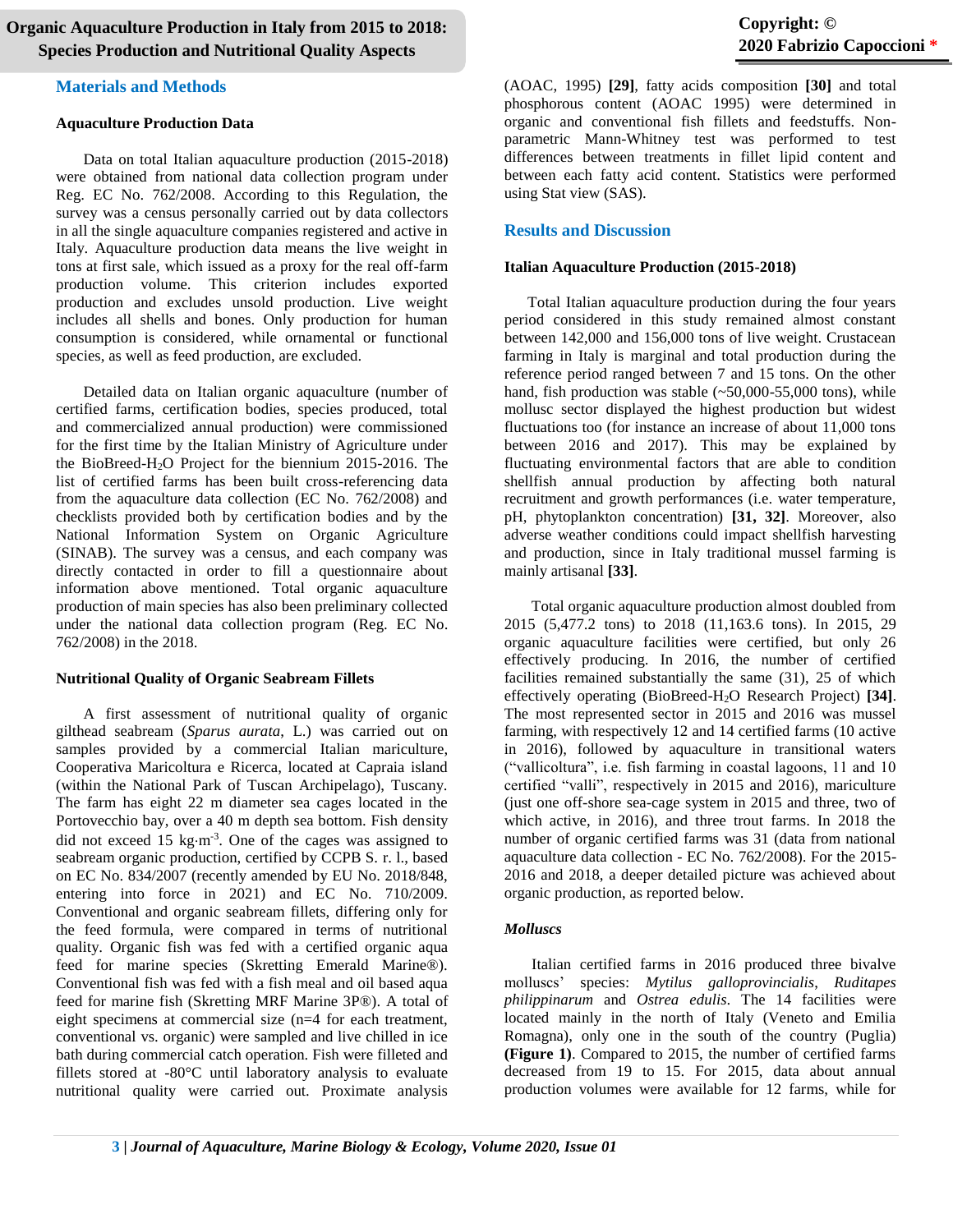## Materials and Methods

### Aquaculture Production Data

Data on total Italian aquaculture production (2015-2018) were obtained from national data collection program under Reg. EC No. 762/2008. According to this Regulation, the survey was a census personally carried out by data collectors in all the single aquaculture companies registered and active in Italy. Aquaculture production data means the live weight in tons at first sale, which issued as a proxy for the real off-farm production volume. This criterion includes exported production and excludes unsold production. Live weight includes all shells and bones. Only production for human consumption is considered, while ornamental or functional species, as well as feed production, are excluded.

Detailed data on Italian organic aquaculture (number of certified farms, certification bodies, species produced, total and commercialized annual production) were commissioned for the first time by the Italian Ministry of Agriculture under the BioBreed-$H_2O$ Project for the biennium 2015-2016. The list of certified farms has been built cross-referencing data from the aquaculture data collection (EC No. 762/2008) and checklists provided both by certification bodies and by the National Information System on Organic Agriculture (SINAB). The survey was a census, and each company was directly contacted in order to fill a questionnaire about information above mentioned. Total organic aquaculture production of main species has also been preliminary collected under the national data collection program (Reg. EC No. 762/2008) in the 2018.

### Nutritional Quality of Organic Seabream Fillets

A first assessment of nutritional quality of organic gilthead seabream (*Sparus aurata*, L.) was carried out on samples provided by a commercial Italian mariculture, Cooperativa Maricoltura e Ricerca, located at Capraia island (within the National Park of Tuscan Archipelago), Tuscany. The farm has eight 22 m diameter sea cages located in the Portovecchio bay, over a 40 m depth sea bottom. Fish density did not exceed 15 $kg \cdot m^{-3}$. One of the cages was assigned to seabream organic production, certified by CCPB S. r. l., based on EC No. 834/2007 (recently amended by EU No. 2018/848, entering into force in 2021) and EC No. 710/2009. Conventional and organic seabream fillets, differing only for the feed formula, were compared in terms of nutritional quality. Organic fish was fed with a certified organic aqua feed for marine species (Skretting Emerald Marine®). Conventional fish was fed with a fish meal and oil based aqua feed for marine fish (Skretting MRF Marine 3P®). A total of eight specimens at commercial size (n=4 for each treatment, conventional vs. organic) were sampled and live chilled in ice bath during commercial catch operation. Fish were filleted and fillets stored at -80°C until laboratory analysis to evaluate nutritional quality were carried out. Proximate analysis (AOAC, 1995) **[29]**, fatty acids composition **[30]** and total phosphorous content (AOAC 1995) were determined in organic and conventional fish fillets and feedstuffs. Non-parametric Mann-Whitney test was performed to test differences between treatments in fillet lipid content and between each fatty acid content. Statistics were performed using Stat view (SAS).

## Results and Discussion

### Italian Aquaculture Production (2015-2018)

Total Italian aquaculture production during the four years period considered in this study remained almost constant between 142,000 and 156,000 tons of live weight. Crustacean farming in Italy is marginal and total production during the reference period ranged between 7 and 15 tons. On the other hand, fish production was stable (~50,000-55,000 tons), while mollusc sector displayed the highest production but widest fluctuations too (for instance an increase of about 11,000 tons between 2016 and 2017). This may be explained by fluctuating environmental factors that are able to condition shellfish annual production by affecting both natural recruitment and growth performances (i.e. water temperature, pH, phytoplankton concentration) **[31, 32]**. Moreover, also adverse weather conditions could impact shellfish harvesting and production, since in Italy traditional mussel farming is mainly artisanal **[33]**.

Total organic aquaculture production almost doubled from 2015 (5,477.2 tons) to 2018 (11,163.6 tons). In 2015, 29 organic aquaculture facilities were certified, but only 26 effectively producing. In 2016, the number of certified facilities remained substantially the same (31), 25 of which effectively operating (BioBreed-$H_2O$ Research Project) **[34]**. The most represented sector in 2015 and 2016 was mussel farming, with respectively 12 and 14 certified farms (10 active in 2016), followed by aquaculture in transitional waters ("vallicoltura", i.e. fish farming in coastal lagoons, 11 and 10 certified "valli", respectively in 2015 and 2016), mariculture (just one off-shore sea-cage system in 2015 and three, two of which active, in 2016), and three trout farms. In 2018 the number of organic certified farms was 31 (data from national aquaculture data collection - EC No. 762/2008). For the 2015-2016 and 2018, a deeper detailed picture was achieved about organic production, as reported below.

### *Molluscs*

Italian certified farms in 2016 produced three bivalve molluscs' species: *Mytilus galloprovincialis*, *Ruditapes philippinarum* and *Ostrea edulis*. The 14 facilities were located mainly in the north of Italy (Veneto and Emilia Romagna), only one in the south of the country (Puglia) **(Figure 1)**. Compared to 2015, the number of certified farms decreased from 19 to 15. For 2015, data about annual production volumes were available for 12 farms, while for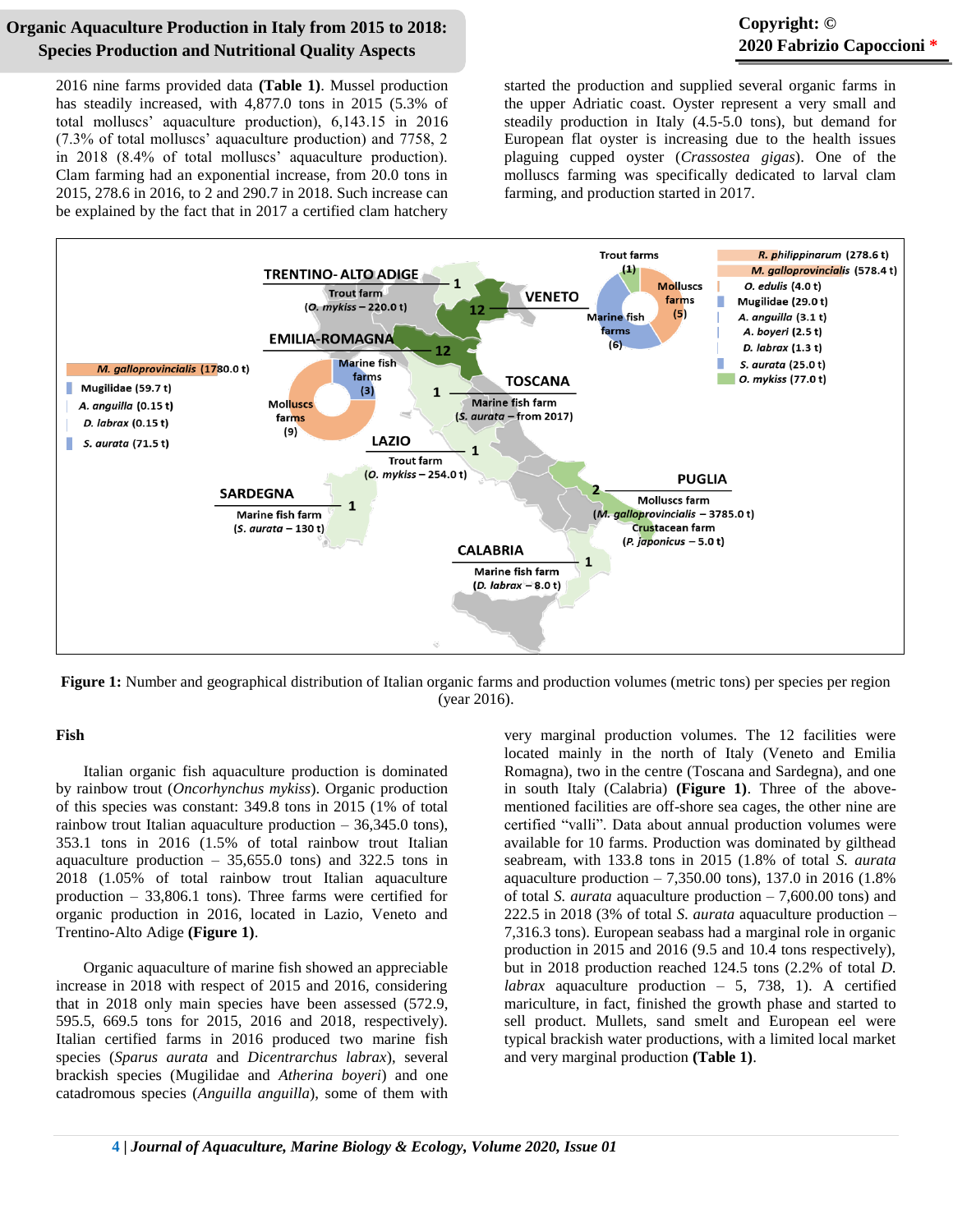2016 nine farms provided data **(Table 1)**. Mussel production has steadily increased, with 4,877.0 tons in 2015 (5.3% of total molluscs' aquaculture production), 6,143.15 in 2016 (7.3% of total molluscs' aquaculture production) and 7758, 2 in 2018 (8.4% of total molluscs' aquaculture production). Clam farming had an exponential increase, from 20.0 tons in 2015, 278.6 in 2016, to 2 and 290.7 in 2018. Such increase can be explained by the fact that in 2017 a certified clam hatchery started the production and supplied several organic farms in the upper Adriatic coast. Oyster represent a very small and steadily production in Italy (4.5-5.0 tons), but demand for European flat oyster is increasing due to the health issues plaguing cupped oyster (*Crassostea gigas*). One of the molluscs farming was specifically dedicated to larval clam farming, and production started in 2017.

**Figure 1:** Number and geographical distribution of Italian organic farms and production volumes (metric tons) per species per region (year 2016).

### Fish

Italian organic fish aquaculture production is dominated by rainbow trout (*Oncorhynchus mykiss*). Organic production of this species was constant: 349.8 tons in 2015 (1% of total rainbow trout Italian aquaculture production – 36,345.0 tons), 353.1 tons in 2016 (1.5% of total rainbow trout Italian aquaculture production – 35,655.0 tons) and 322.5 tons in 2018 (1.05% of total rainbow trout Italian aquaculture production – 33,806.1 tons). Three farms were certified for organic production in 2016, located in Lazio, Veneto and Trentino-Alto Adige **(Figure 1)**.

Organic aquaculture of marine fish showed an appreciable increase in 2018 with respect of 2015 and 2016, considering that in 2018 only main species have been assessed (572.9, 595.5, 669.5 tons for 2015, 2016 and 2018, respectively). Italian certified farms in 2016 produced two marine fish species (*Sparus aurata* and *Dicentrarchus labrax*), several brackish species (Mugilidae and *Atherina boyeri*) and one catadromous species (*Anguilla anguilla*), some of them with very marginal production volumes. The 12 facilities were located mainly in the north of Italy (Veneto and Emilia Romagna), two in the centre (Toscana and Sardegna), and one in south Italy (Calabria) **(Figure 1)**. Three of the above-mentioned facilities are off-shore sea cages, the other nine are certified "valli". Data about annual production volumes were available for 10 farms. Production was dominated by gilthead seabream, with 133.8 tons in 2015 (1.8% of total *S. aurata* aquaculture production – 7,350.00 tons), 137.0 in 2016 (1.8% of total *S. aurata* aquaculture production – 7,600.00 tons) and 222.5 in 2018 (3% of total *S. aurata* aquaculture production – 7,316.3 tons). European seabass had a marginal role in organic production in 2015 and 2016 (9.5 and 10.4 tons respectively), but in 2018 production reached 124.5 tons (2.2% of total *D. labrax* aquaculture production – 5, 738, 1). A certified mariculture, in fact, finished the growth phase and started to sell product. Mullets, sand smelt and European eel were typical brackish water productions, with a limited local market and very marginal production **(Table 1)**.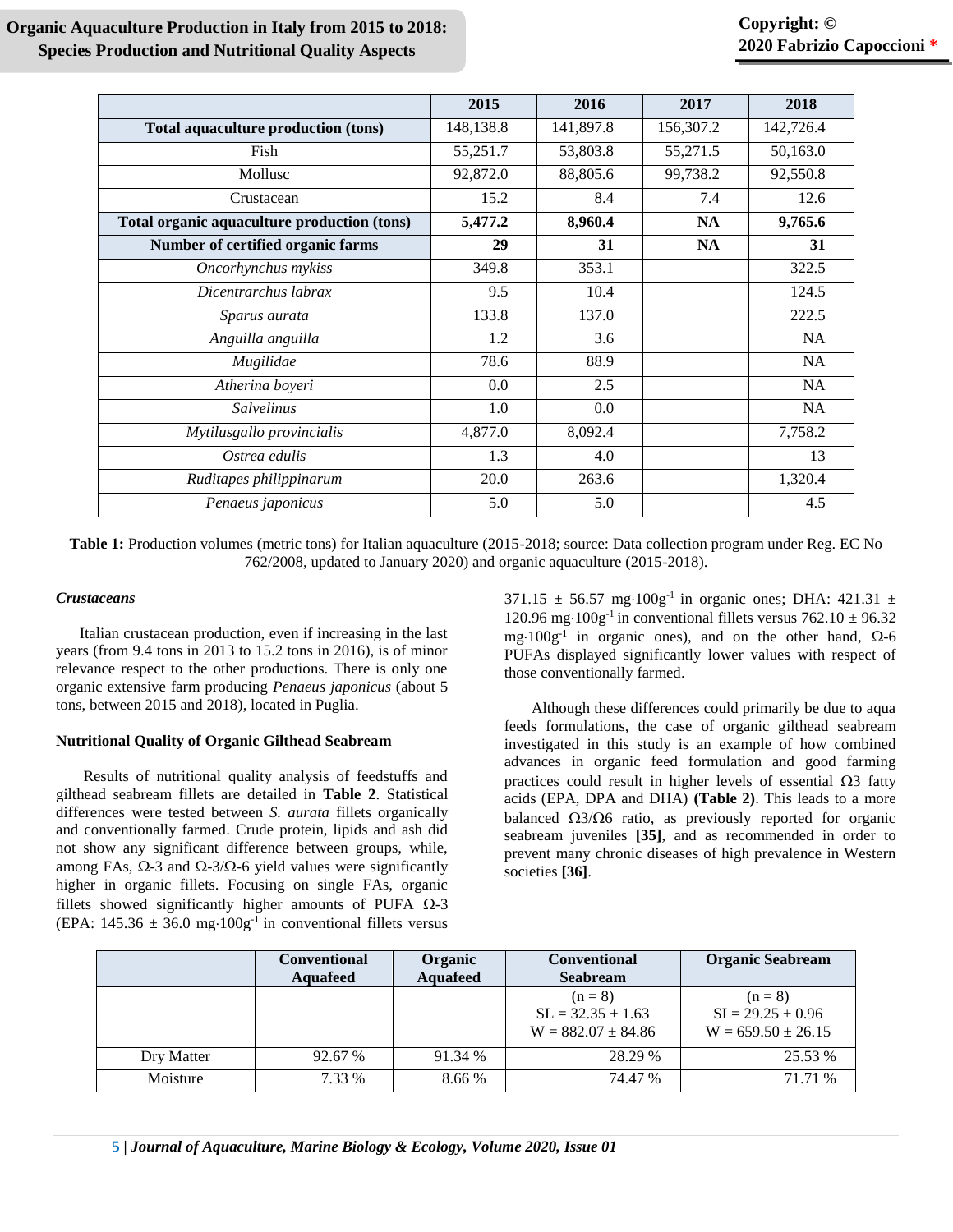| | 2015 | 2016 | 2017 | 2018 |
|---|---|---|---|---|
| **Total aquaculture production (tons)** | 148,138.8 | 141,897.8 | 156,307.2 | 142,726.4 |
| Fish | 55,251.7 | 53,803.8 | 55,271.5 | 50,163.0 |
| Mollusc | 92,872.0 | 88,805.6 | 99,738.2 | 92,550.8 |
| Crustacean | 15.2 | 8.4 | 7.4 | 12.6 |
| **Total organic aquaculture production (tons)** | **5,477.2** | **8,960.4** | **NA** | **9,765.6** |
| **Number of certified organic farms** | **29** | **31** | **NA** | **31** |
| *Oncorhynchus mykiss* | 349.8 | 353.1 | | 322.5 |
| *Dicentrarchus labrax* | 9.5 | 10.4 | | 124.5 |
| *Sparus aurata* | 133.8 | 137.0 | | 222.5 |
| *Anguilla anguilla* | 1.2 | 3.6 | | NA |
| *Mugilidae* | 78.6 | 88.9 | | NA |
| *Atherina boyeri* | 0.0 | 2.5 | | NA |
| *Salvelinus* | 1.0 | 0.0 | | NA |
| *Mytilusgallo provincialis* | 4,877.0 | 8,092.4 | | 7,758.2 |
| *Ostrea edulis* | 1.3 | 4.0 | | 13 |
| *Ruditapes philippinarum* | 20.0 | 263.6 | | 1,320.4 |
| *Penaeus japonicus* | 5.0 | 5.0 | | 4.5 |

**Table 1:** Production volumes (metric tons) for Italian aquaculture (2015-2018; source: Data collection program under Reg. EC No 762/2008, updated to January 2020) and organic aquaculture (2015-2018).

### *Crustaceans*

Italian crustacean production, even if increasing in the last years (from 9.4 tons in 2013 to 15.2 tons in 2016), is of minor relevance respect to the other productions. There is only one organic extensive farm producing *Penaeus japonicus* (about 5 tons, between 2015 and 2018), located in Puglia.

### Nutritional Quality of Organic Gilthead Seabream

Results of nutritional quality analysis of feedstuffs and gilthead seabream fillets are detailed in **Table 2**. Statistical differences were tested between *S. aurata* fillets organically and conventionally farmed. Crude protein, lipids and ash did not show any significant difference between groups, while, among FAs, Ω-3 and Ω-3/Ω-6 yield values were significantly higher in organic fillets. Focusing on single FAs, organic fillets showed significantly higher amounts of PUFA Ω-3 (EPA: 145.36 ± 36.0 mg·100g$^{-1}$ in conventional fillets versus 371.15 ± 56.57 mg·100g$^{-1}$ in organic ones; DHA: 421.31 ± 120.96 mg·100g$^{-1}$ in conventional fillets versus 762.10 ± 96.32 mg·100g$^{-1}$ in organic ones), and on the other hand, Ω-6 PUFAs displayed significantly lower values with respect of those conventionally farmed.

Although these differences could primarily be due to aqua feeds formulations, the case of organic gilthead seabream investigated in this study is an example of how combined advances in organic feed formulation and good farming practices could result in higher levels of essential Ω3 fatty acids (EPA, DPA and DHA) **(Table 2)**. This leads to a more balanced Ω3/Ω6 ratio, as previously reported for organic seabream juveniles **[35]**, and as recommended in order to prevent many chronic diseases of high prevalence in Western societies **[36]**.

| | Conventional Aquafeed | Organic Aquafeed | Conventional Seabream | Organic Seabream |
|---|---|---|---|---|
| | | | (n = 8) SL = 32.35 ± 1.63 W = 882.07 ± 84.86 | (n = 8) SL= 29.25 ± 0.96 W = 659.50 ± 26.15 |
| Dry Matter | 92.67 % | 91.34 % | 28.29 % | 25.53 % |
| Moisture | 7.33 % | 8.66 % | 74.47 % | 71.71 % |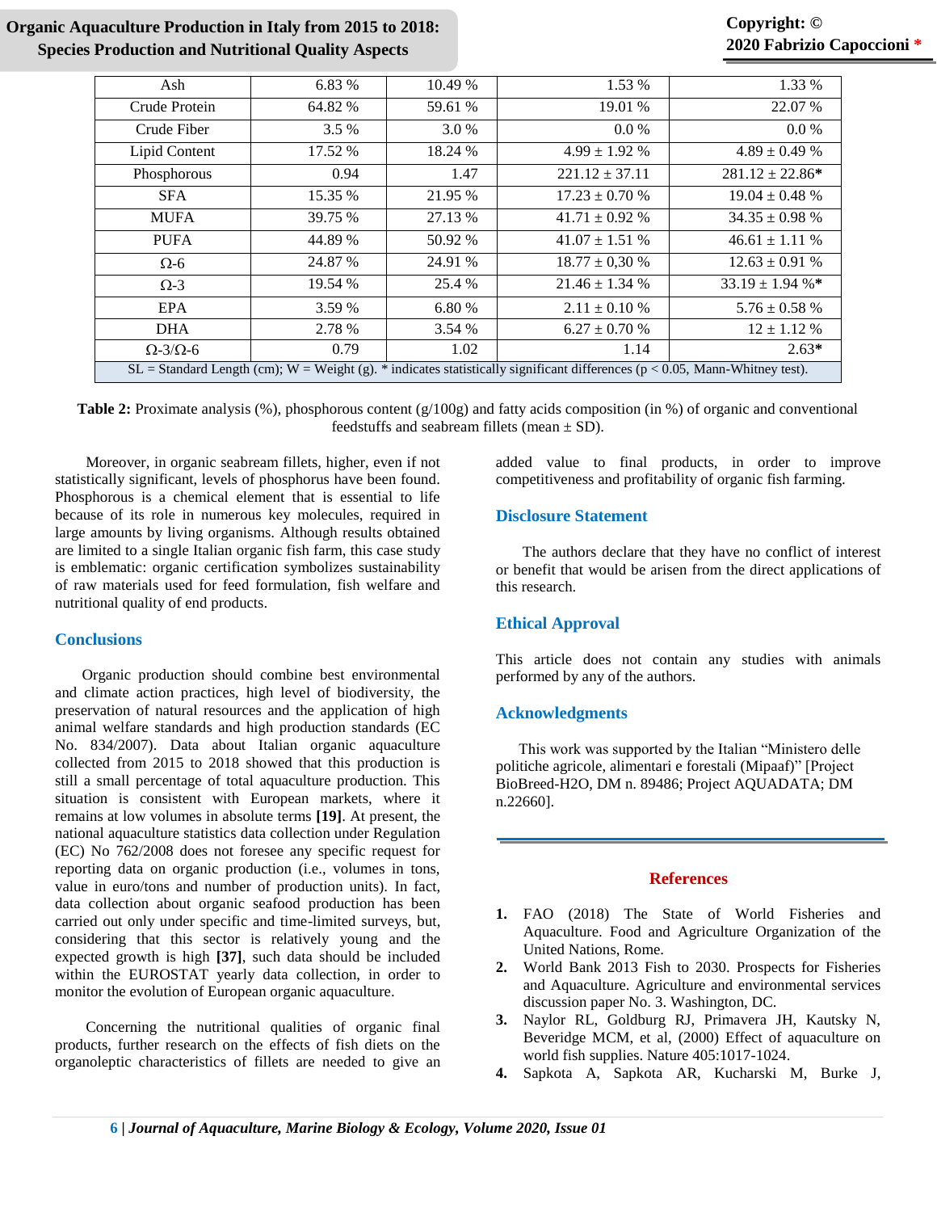| Ash | 6.83 % | 10.49 % | 1.53 % | 1.33 % |
|---|---|---|---|---|
| Crude Protein | 64.82 % | 59.61 % | 19.01 % | 22.07 % |
| Crude Fiber | 3.5 % | 3.0 % | 0.0 % | 0.0 % |
| Lipid Content | 17.52 % | 18.24 % | 4.99 ± 1.92 % | 4.89 ± 0.49 % |
| Phosphorous | 0.94 | 1.47 | 221.12 ± 37.11 | 281.12 ± 22.86* |
| SFA | 15.35 % | 21.95 % | 17.23 ± 0.70 % | 19.04 ± 0.48 % |
| MUFA | 39.75 % | 27.13 % | 41.71 ± 0.92 % | 34.35 ± 0.98 % |
| PUFA | 44.89 % | 50.92 % | 41.07 ± 1.51 % | 46.61 ± 1.11 % |
| Ω-6 | 24.87 % | 24.91 % | 18.77 ± 0,30 % | 12.63 ± 0.91 % |
| Ω-3 | 19.54 % | 25.4 % | 21.46 ± 1.34 % | 33.19 ± 1.94 %* |
| EPA | 3.59 % | 6.80 % | 2.11 ± 0.10 % | 5.76 ± 0.58 % |
| DHA | 2.78 % | 3.54 % | 6.27 ± 0.70 % | 12 ± 1.12 % |
| Ω-3/Ω-6 | 0.79 | 1.02 | 1.14 | 2.63* |

SL = Standard Length (cm); W = Weight (g). * indicates statistically significant differences ($p < 0.05$, Mann-Whitney test).

**Table 2:** Proximate analysis (%), phosphorous content (g/100g) and fatty acids composition (in %) of organic and conventional feedstuffs and seabream fillets (mean ± SD).

Moreover, in organic seabream fillets, higher, even if not statistically significant, levels of phosphorus have been found. Phosphorous is a chemical element that is essential to life because of its role in numerous key molecules, required in large amounts by living organisms. Although results obtained are limited to a single Italian organic fish farm, this case study is emblematic: organic certification symbolizes sustainability of raw materials used for feed formulation, fish welfare and nutritional quality of end products.

## Conclusions

Organic production should combine best environmental and climate action practices, high level of biodiversity, the preservation of natural resources and the application of high animal welfare standards and high production standards (EC No. 834/2007). Data about Italian organic aquaculture collected from 2015 to 2018 showed that this production is still a small percentage of total aquaculture production. This situation is consistent with European markets, where it remains at low volumes in absolute terms **[19]**. At present, the national aquaculture statistics data collection under Regulation (EC) No 762/2008 does not foresee any specific request for reporting data on organic production (i.e., volumes in tons, value in euro/tons and number of production units). In fact, data collection about organic seafood production has been carried out only under specific and time-limited surveys, but, considering that this sector is relatively young and the expected growth is high **[37]**, such data should be included within the EUROSTAT yearly data collection, in order to monitor the evolution of European organic aquaculture.

Concerning the nutritional qualities of organic final products, further research on the effects of fish diets on the organoleptic characteristics of fillets are needed to give an added value to final products, in order to improve competitiveness and profitability of organic fish farming.

## Disclosure Statement

The authors declare that they have no conflict of interest or benefit that would be arisen from the direct applications of this research.

## Ethical Approval

This article does not contain any studies with animals performed by any of the authors.

## Acknowledgments

This work was supported by the Italian "Ministero delle politiche agricole, alimentari e forestali (Mipaaf)" [Project BioBreed-H2O, DM n. 89486; Project AQUADATA; DM n.22660].

## References

1. FAO (2018) The State of World Fisheries and Aquaculture. Food and Agriculture Organization of the United Nations, Rome.
2. World Bank 2013 Fish to 2030. Prospects for Fisheries and Aquaculture. Agriculture and environmental services discussion paper No. 3. Washington, DC.
3. Naylor RL, Goldburg RJ, Primavera JH, Kautsky N, Beveridge MCM, et al, (2000) Effect of aquaculture on world fish supplies. Nature 405:1017-1024.
4. Sapkota A, Sapkota AR, Kucharski M, Burke J,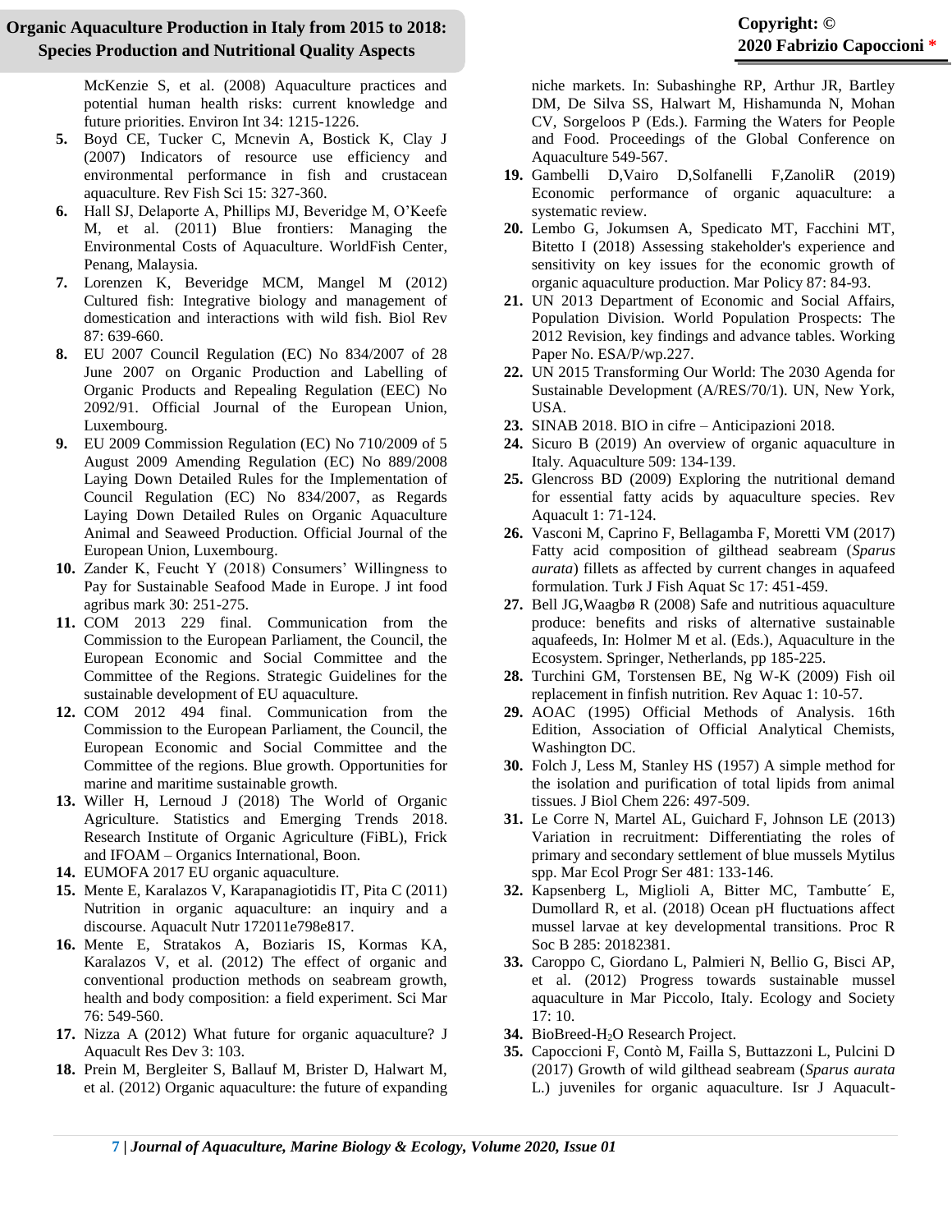McKenzie S, et al. (2008) Aquaculture practices and potential human health risks: current knowledge and future priorities. Environ Int 34: 1215-1226.

5. Boyd CE, Tucker C, Mcnevin A, Bostick K, Clay J (2007) Indicators of resource use efficiency and environmental performance in fish and crustacean aquaculture. Rev Fish Sci 15: 327-360.
6. Hall SJ, Delaporte A, Phillips MJ, Beveridge M, O'Keefe M, et al. (2011) Blue frontiers: Managing the Environmental Costs of Aquaculture. WorldFish Center, Penang, Malaysia.
7. Lorenzen K, Beveridge MCM, Mangel M (2012) Cultured fish: Integrative biology and management of domestication and interactions with wild fish. Biol Rev 87: 639-660.
8. EU 2007 Council Regulation (EC) No 834/2007 of 28 June 2007 on Organic Production and Labelling of Organic Products and Repealing Regulation (EEC) No 2092/91. Official Journal of the European Union, Luxembourg.
9. EU 2009 Commission Regulation (EC) No 710/2009 of 5 August 2009 Amending Regulation (EC) No 889/2008 Laying Down Detailed Rules for the Implementation of Council Regulation (EC) No 834/2007, as Regards Laying Down Detailed Rules on Organic Aquaculture Animal and Seaweed Production. Official Journal of the European Union, Luxembourg.
10. Zander K, Feucht Y (2018) Consumers' Willingness to Pay for Sustainable Seafood Made in Europe. J int food agribus mark 30: 251-275.
11. COM 2013 229 final. Communication from the Commission to the European Parliament, the Council, the European Economic and Social Committee and the Committee of the Regions. Strategic Guidelines for the sustainable development of EU aquaculture.
12. COM 2012 494 final. Communication from the Commission to the European Parliament, the Council, the European Economic and Social Committee and the Committee of the regions. Blue growth. Opportunities for marine and maritime sustainable growth.
13. Willer H, Lernoud J (2018) The World of Organic Agriculture. Statistics and Emerging Trends 2018. Research Institute of Organic Agriculture (FiBL), Frick and IFOAM – Organics International, Boon.
14. EUMOFA 2017 EU organic aquaculture.
15. Mente E, Karalazos V, Karapanagiotidis IT, Pita C (2011) Nutrition in organic aquaculture: an inquiry and a discourse. Aquacult Nutr 172011e798e817.
16. Mente E, Stratakos A, Boziaris IS, Kormas KA, Karalazos V, et al. (2012) The effect of organic and conventional production methods on seabream growth, health and body composition: a field experiment. Sci Mar 76: 549-560.
17. Nizza A (2012) What future for organic aquaculture? J Aquacult Res Dev 3: 103.
18. Prein M, Bergleiter S, Ballauf M, Brister D, Halwart M, et al. (2012) Organic aquaculture: the future of expanding niche markets. In: Subashinghe RP, Arthur JR, Bartley DM, De Silva SS, Halwart M, Hishamunda N, Mohan CV, Sorgeloos P (Eds.). Farming the Waters for People and Food. Proceedings of the Global Conference on Aquaculture 549-567.
19. Gambelli D,Vairo D,Solfanelli F,ZanoliR (2019) Economic performance of organic aquaculture: a systematic review.
20. Lembo G, Jokumsen A, Spedicato MT, Facchini MT, Bitetto I (2018) Assessing stakeholder's experience and sensitivity on key issues for the economic growth of organic aquaculture production. Mar Policy 87: 84-93.
21. UN 2013 Department of Economic and Social Affairs, Population Division. World Population Prospects: The 2012 Revision, key findings and advance tables. Working Paper No. ESA/P/wp.227.
22. UN 2015 Transforming Our World: The 2030 Agenda for Sustainable Development (A/RES/70/1). UN, New York, USA.
23. SINAB 2018. BIO in cifre – Anticipazioni 2018.
24. Sicuro B (2019) An overview of organic aquaculture in Italy. Aquaculture 509: 134-139.
25. Glencross BD (2009) Exploring the nutritional demand for essential fatty acids by aquaculture species. Rev Aquacult 1: 71-124.
26. Vasconi M, Caprino F, Bellagamba F, Moretti VM (2017) Fatty acid composition of gilthead seabream (*Sparus aurata*) fillets as affected by current changes in aquafeed formulation. Turk J Fish Aquat Sc 17: 451-459.
27. Bell JG,Waagbø R (2008) Safe and nutritious aquaculture produce: benefits and risks of alternative sustainable aquafeeds, In: Holmer M et al. (Eds.), Aquaculture in the Ecosystem. Springer, Netherlands, pp 185-225.
28. Turchini GM, Torstensen BE, Ng W-K (2009) Fish oil replacement in finfish nutrition. Rev Aquac 1: 10-57.
29. AOAC (1995) Official Methods of Analysis. 16th Edition, Association of Official Analytical Chemists, Washington DC.
30. Folch J, Less M, Stanley HS (1957) A simple method for the isolation and purification of total lipids from animal tissues. J Biol Chem 226: 497-509.
31. Le Corre N, Martel AL, Guichard F, Johnson LE (2013) Variation in recruitment: Differentiating the roles of primary and secondary settlement of blue mussels Mytilus spp. Mar Ecol Progr Ser 481: 133-146.
32. Kapsenberg L, Miglioli A, Bitter MC, Tambutte´ E, Dumollard R, et al. (2018) Ocean pH fluctuations affect mussel larvae at key developmental transitions. Proc R Soc B 285: 20182381.
33. Caroppo C, Giordano L, Palmieri N, Bellio G, Bisci AP, et al. (2012) Progress towards sustainable mussel aquaculture in Mar Piccolo, Italy. Ecology and Society 17: 10.
34. BioBreed-$H_2O$ Research Project.
35. Capoccioni F, Contò M, Failla S, Buttazzoni L, Pulcini D (2017) Growth of wild gilthead seabream (*Sparus aurata* L.) juveniles for organic aquaculture. Isr J Aquacult-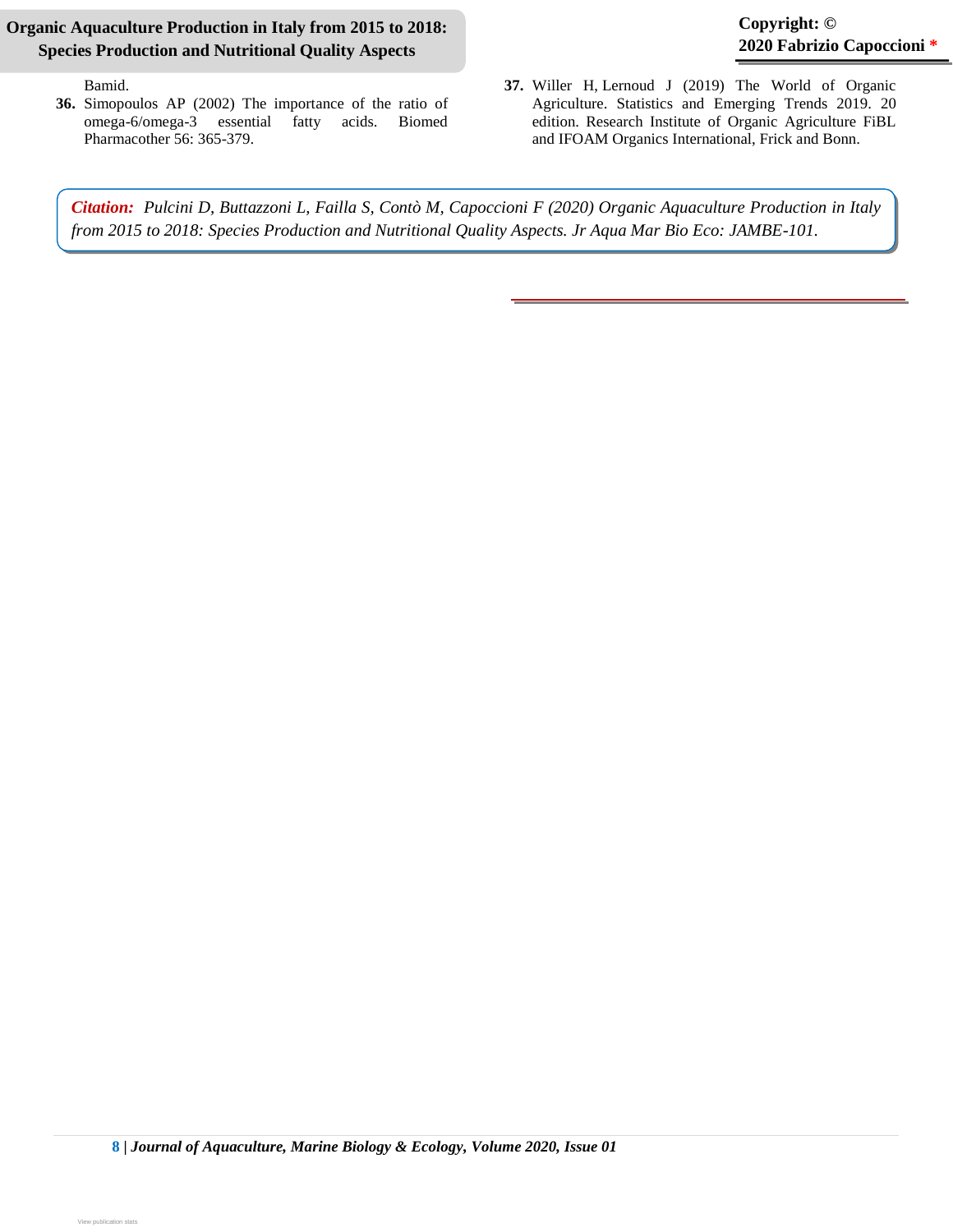Bamid.

36. Simopoulos AP (2002) The importance of the ratio of omega-6/omega-3 essential fatty acids. Biomed Pharmacother 56: 365-379.

37. Willer H, Lernoud J (2019) The World of Organic Agriculture. Statistics and Emerging Trends 2019. 20 edition. Research Institute of Organic Agriculture FiBL and IFOAM Organics International, Frick and Bonn.

***Citation:*** *Pulcini D, Buttazzoni L, Failla S, Contò M, Capoccioni F (2020) Organic Aquaculture Production in Italy from 2015 to 2018: Species Production and Nutritional Quality Aspects. Jr Aqua Mar Bio Eco: JAMBE-101.*